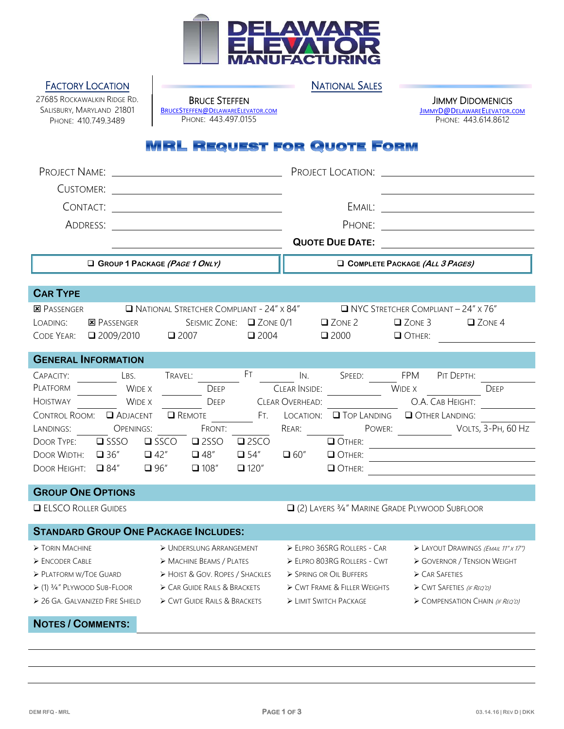# DELAWARE ELEVATOR MANUFACTURING

**FACTORY LOCATION**
27685 Rockawalkin Ridge Rd.
Salisbury, Maryland 21801
Phone: 410.749.3489

**NATIONAL SALES**

Bruce Steffen
BruceSteffen@DelawareElevator.com
Phone: 443.497.0155

Jimmy Didomenicis
JimmyD@DelawareElevator.com
Phone: 443.614.8612

## MRL Request for Quote Form

Project Name: ______________________ Project Location: ______________________

Customer: ______________________ ______________________

Contact: ______________________ Email: ______________________

Address: ______________________ Phone: ______________________

______________________ **Quote Due Date:** ______________________

❑ **Group 1 Package *(Page 1 Only)*** ❑ **Complete Package *(All 3 Pages)***

## Car Type

☒ Passenger ❑ National Stretcher Compliant - 24" x 84" ❑ NYC Stretcher Compliant – 24" x 76"

Loading: ☒ Passenger Seismic Zone: ❑ Zone 0/1 ❑ Zone 2 ❑ Zone 3 ❑ Zone 4

Code Year: ❑ 2009/2010 ❑ 2007 ❑ 2004 ❑ 2000 ❑ Other: ______________

## General Information

Capacity: ________ Lbs. Travel: ________ Ft ________ In. Speed: ________ FPM Pit Depth: ________

Platform ________ Wide x ________ Deep Clear Inside: ________ Wide x ________ Deep

Hoistway ________ Wide x ________ Deep Clear Overhead: ________ O.A. Cab Height: ________

Control Room: ❑ Adjacent ❑ Remote ________ Ft. Location: ❑ Top Landing ❑ Other Landing: ________

Landings: ________ Openings: Front: ________ Rear: ________ Power: ________ Volts, 3-Ph, 60 Hz

Door Type: ❑ SSSO ❑ SSCO ❑ 2SSO ❑ 2SCO ❑ Other: ______________

Door Width: ❑ 36" ❑ 42" ❑ 48" ❑ 54" ❑ 60" ❑ Other: ______________

Door Height: ❑ 84" ❑ 96" ❑ 108" ❑ 120" ❑ Other: ______________

## Group One Options

❑ ELSCO Roller Guides ❑ (2) Layers ¾" Marine Grade Plywood Subfloor

## Standard Group One Package Includes:

- Torin Machine
- Encoder Cable
- Platform w/Toe Guard
- (1) ¾" Plywood Sub-Floor
- 26 Ga. Galvanized Fire Shield
- Underslung Arrangement
- Machine Beams / Plates
- Hoist & Gov. Ropes / Shackles
- Car Guide Rails & Brackets
- CWT Guide Rails & Brackets
- ELPRO 36SRG Rollers - Car
- ELPRO 803RG Rollers - CWT
- Spring or Oil Buffers
- CWT Frame & Filler Weights
- Limit Switch Package
- Layout Drawings *(Email 11" x 17")*
- Governor / Tension Weight
- Car Safeties
- CWT Safeties *(if Req'd)*
- Compensation Chain *(if Req'd)*

## Notes / Comments:

______________________________________________

______________________________________________

______________________________________________

______________________________________________

DEM RFQ - MRL 03.14.16 | Rev D | DKK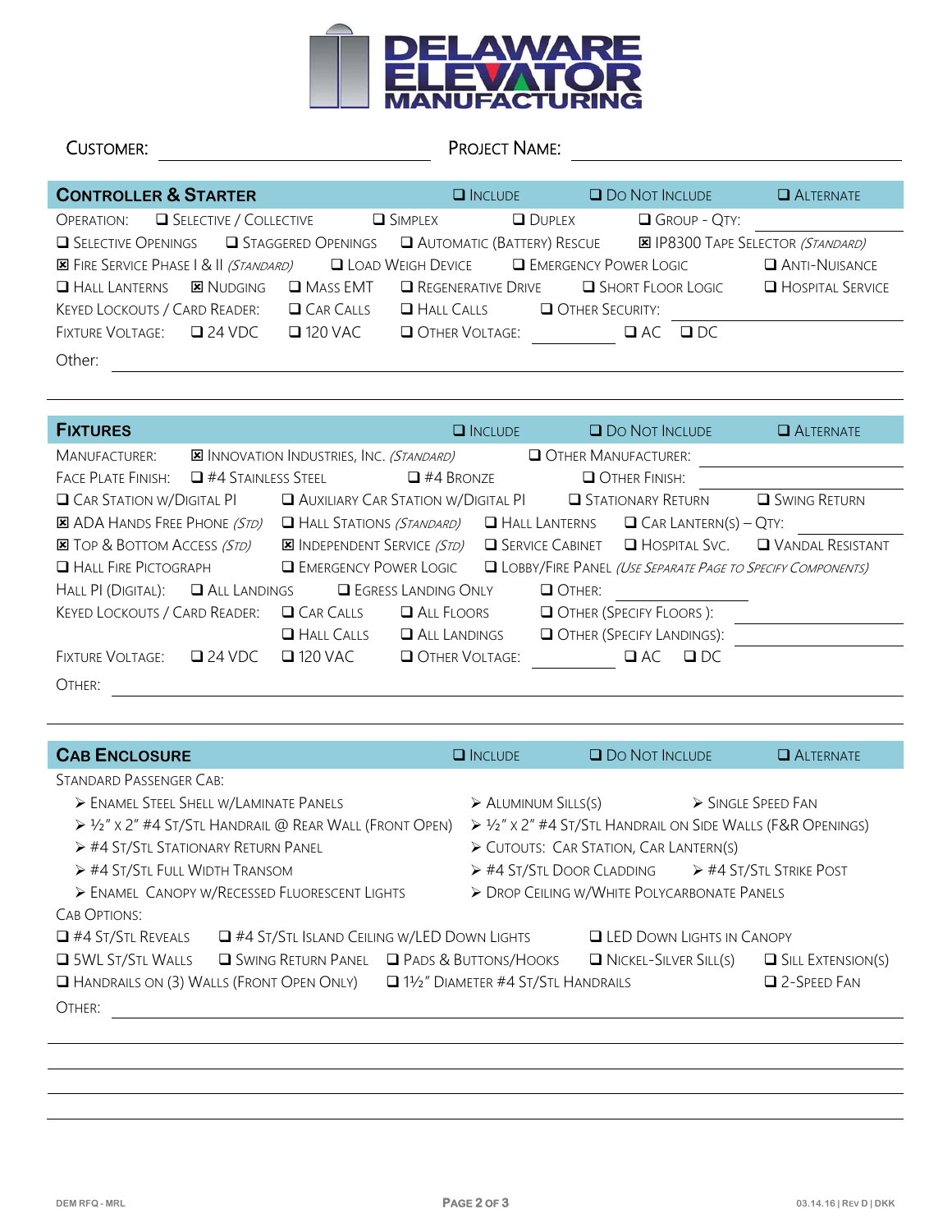# DELAWARE ELEVATOR MANUFACTURING

CUSTOMER: ______________________ PROJECT NAME: ______________________

## CONTROLLER & STARTER

❑ INCLUDE ❑ DO NOT INCLUDE ❑ ALTERNATE

OPERATION: ❑ SELECTIVE / COLLECTIVE ❑ SIMPLEX ❑ DUPLEX ❑ GROUP - QTY: __________

❑ SELECTIVE OPENINGS ❑ STAGGERED OPENINGS ❑ AUTOMATIC (BATTERY) RESCUE ☒ IP8300 TAPE SELECTOR *(STANDARD)*

☒ FIRE SERVICE PHASE I & II *(STANDARD)* ❑ LOAD WEIGH DEVICE ❑ EMERGENCY POWER LOGIC ❑ ANTI-NUISANCE

❑ HALL LANTERNS ☒ NUDGING ❑ MASS EMT ❑ REGENERATIVE DRIVE ❑ SHORT FLOOR LOGIC ❑ HOSPITAL SERVICE

KEYED LOCKOUTS / CARD READER: ❑ CAR CALLS ❑ HALL CALLS ❑ OTHER SECURITY: __________

FIXTURE VOLTAGE: ❑ 24 VDC ❑ 120 VAC ❑ OTHER VOLTAGE: __________ ❑ AC ❑ DC

Other: ______________________

## FIXTURES

❑ INCLUDE ❑ DO NOT INCLUDE ❑ ALTERNATE

MANUFACTURER: ☒ INNOVATION INDUSTRIES, INC. *(STANDARD)* ❑ OTHER MANUFACTURER: __________

FACE PLATE FINISH: ❑ #4 STAINLESS STEEL ❑ #4 BRONZE ❑ OTHER FINISH: __________

❑ CAR STATION W/DIGITAL PI ❑ AUXILIARY CAR STATION W/DIGITAL PI ❑ STATIONARY RETURN ❑ SWING RETURN

☒ ADA HANDS FREE PHONE *(STD)* ❑ HALL STATIONS *(STANDARD)* ❑ HALL LANTERNS ❑ CAR LANTERN(S) – QTY: __________

☒ TOP & BOTTOM ACCESS *(STD)* ☒ INDEPENDENT SERVICE *(STD)* ❑ SERVICE CABINET ❑ HOSPITAL SVC. ❑ VANDAL RESISTANT

❑ HALL FIRE PICTOGRAPH ❑ EMERGENCY POWER LOGIC ❑ LOBBY/FIRE PANEL *(USE SEPARATE PAGE TO SPECIFY COMPONENTS)*

HALL PI (DIGITAL): ❑ ALL LANDINGS ❑ EGRESS LANDING ONLY ❑ OTHER: __________

KEYED LOCKOUTS / CARD READER: ❑ CAR CALLS ❑ ALL FLOORS ❑ OTHER (SPECIFY FLOORS ): __________

❑ HALL CALLS ❑ ALL LANDINGS ❑ OTHER (SPECIFY LANDINGS): __________

FIXTURE VOLTAGE: ❑ 24 VDC ❑ 120 VAC ❑ OTHER VOLTAGE: __________ ❑ AC ❑ DC

OTHER: ______________________

## CAB ENCLOSURE

❑ INCLUDE ❑ DO NOT INCLUDE ❑ ALTERNATE

STANDARD PASSENGER CAB:

- ENAMEL STEEL SHELL W/LAMINATE PANELS
- ½" X 2" #4 ST/STL HANDRAIL @ REAR WALL (FRONT OPEN)
- #4 ST/STL STATIONARY RETURN PANEL
- #4 ST/STL FULL WIDTH TRANSOM
- ENAMEL CANOPY W/RECESSED FLUORESCENT LIGHTS
- ALUMINUM SILLS(S)
- SINGLE SPEED FAN
- ½" X 2" #4 ST/STL HANDRAIL ON SIDE WALLS (F&R OPENINGS)
- CUTOUTS: CAR STATION, CAR LANTERN(S)
- #4 ST/STL DOOR CLADDING
- #4 ST/STL STRIKE POST
- DROP CEILING W/WHITE POLYCARBONATE PANELS

CAB OPTIONS:

❑ #4 ST/STL REVEALS ❑ #4 ST/STL ISLAND CEILING W/LED DOWN LIGHTS ❑ LED DOWN LIGHTS IN CANOPY

❑ 5WL ST/STL WALLS ❑ SWING RETURN PANEL ❑ PADS & BUTTONS/HOOKS ❑ NICKEL-SILVER SILL(S) ❑ SILL EXTENSION(S)

❑ HANDRAILS ON (3) WALLS (FRONT OPEN ONLY) ❑ 1½" DIAMETER #4 ST/STL HANDRAILS ❑ 2-SPEED FAN

OTHER: ______________________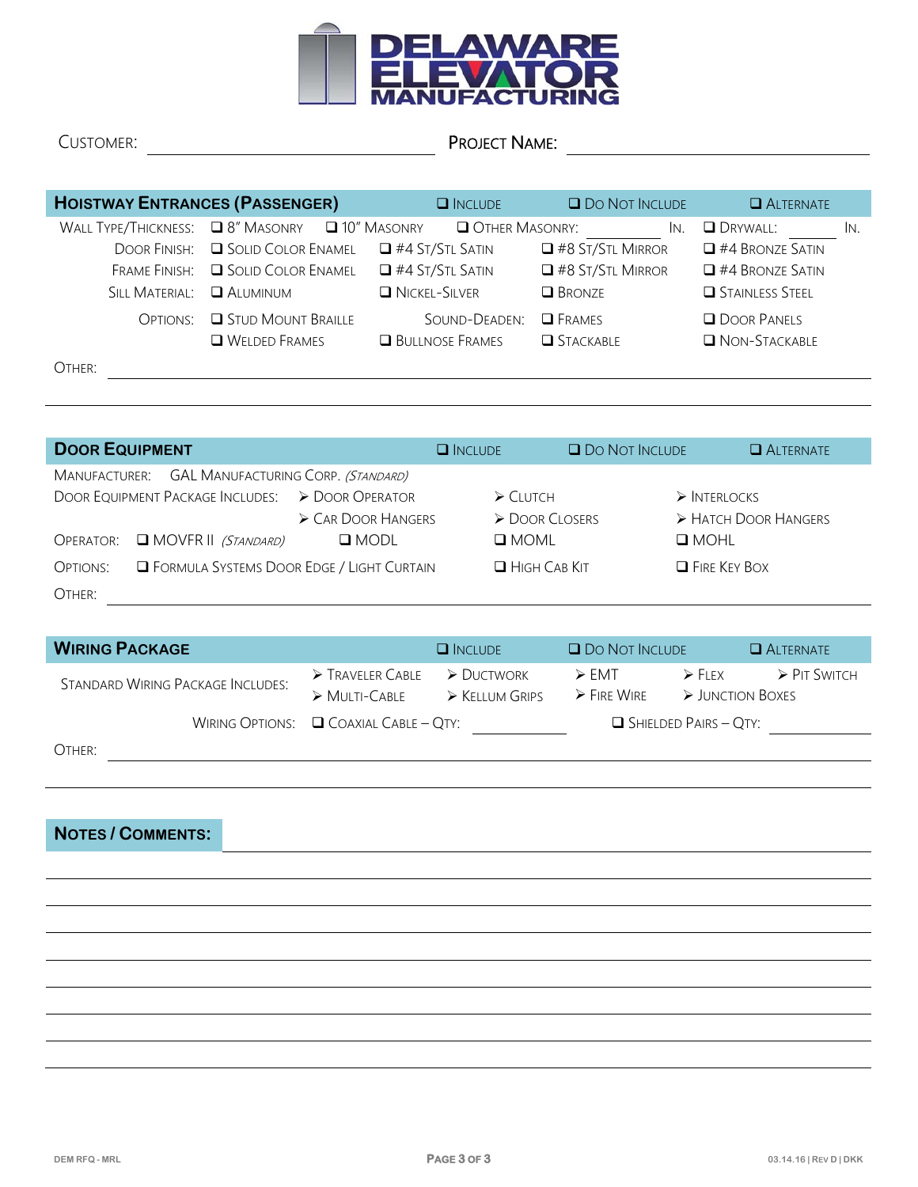# DELAWARE ELEVATOR MANUFACTURING

CUSTOMER: ______________________ PROJECT NAME: ______________________

## HOISTWAY ENTRANCES (PASSENGER)

❑ INCLUDE ❑ DO NOT INCLUDE ❑ ALTERNATE

| | | | | |
|---|---|---|---|---|
| WALL TYPE/THICKNESS: | ❑ 8" MASONRY | ❑ 10" MASONRY | ❑ OTHER MASONRY: ______ IN. | ❑ DRYWALL: ______ IN. |
| DOOR FINISH: | ❑ SOLID COLOR ENAMEL | ❑ #4 ST/STL SATIN | ❑ #8 ST/STL MIRROR | ❑ #4 BRONZE SATIN |
| FRAME FINISH: | ❑ SOLID COLOR ENAMEL | ❑ #4 ST/STL SATIN | ❑ #8 ST/STL MIRROR | ❑ #4 BRONZE SATIN |
| SILL MATERIAL: | ❑ ALUMINUM | ❑ NICKEL-SILVER | ❑ BRONZE | ❑ STAINLESS STEEL |
| OPTIONS: | ❑ STUD MOUNT BRAILLE | SOUND-DEADEN: | ❑ FRAMES | ❑ DOOR PANELS |
| | ❑ WELDED FRAMES | ❑ BULLNOSE FRAMES | ❑ STACKABLE | ❑ NON-STACKABLE |

OTHER: ______________________

## DOOR EQUIPMENT

❑ INCLUDE ❑ DO NOT INCLUDE ❑ ALTERNATE

MANUFACTURER: GAL MANUFACTURING CORP. *(STANDARD)*

DOOR EQUIPMENT PACKAGE INCLUDES:
- DOOR OPERATOR
- CLUTCH
- INTERLOCKS
- CAR DOOR HANGERS
- DOOR CLOSERS
- HATCH DOOR HANGERS

OPERATOR: ❑ MOVFR II *(STANDARD)* ❑ MODL ❑ MOML ❑ MOHL

OPTIONS: ❑ FORMULA SYSTEMS DOOR EDGE / LIGHT CURTAIN ❑ HIGH CAB KIT ❑ FIRE KEY BOX

OTHER: ______________________

## WIRING PACKAGE

❑ INCLUDE ❑ DO NOT INCLUDE ❑ ALTERNATE

STANDARD WIRING PACKAGE INCLUDES:
- TRAVELER CABLE
- DUCTWORK
- EMT
- FLEX
- PIT SWITCH
- MULTI-CABLE
- KELLUM GRIPS
- FIRE WIRE
- JUNCTION BOXES

WIRING OPTIONS: ❑ COAXIAL CABLE – QTY: ______ ❑ SHIELDED PAIRS – QTY: ______

OTHER: ______________________

## NOTES / COMMENTS:

______________________